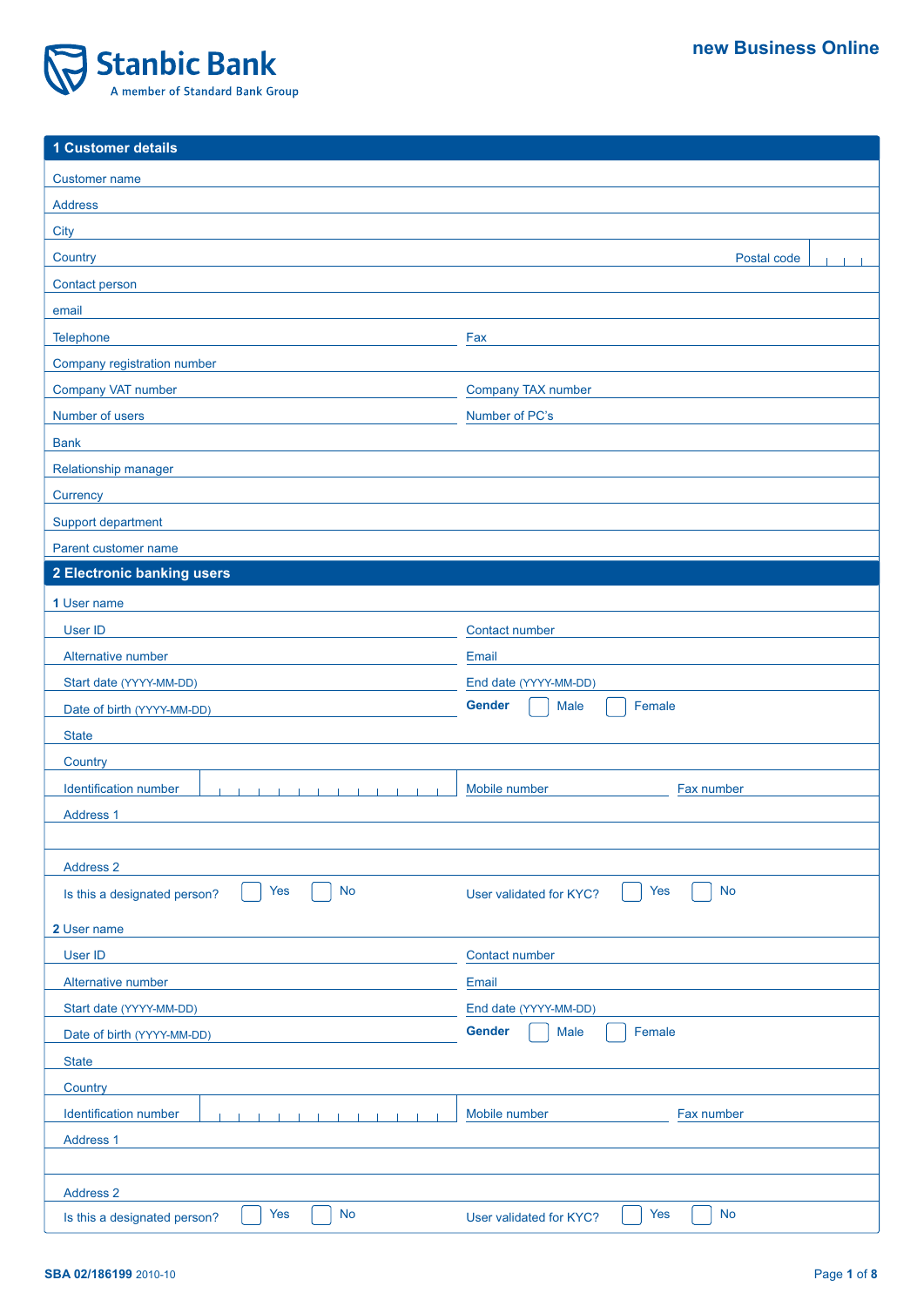Stanbic Bank

A member of Standard Bank Group

**new Business Online**

## 1 Customer details

Customer name

Address

City

Country | Postal code

Contact person

email

Telephone | Fax

Company registration number

Company VAT number | Company TAX number

Number of users | Number of PC's

Bank

Relationship manager

Currency

Support department

Parent customer name

## 2 Electronic banking users

**1** User name

User ID | Contact number

Alternative number | Email

Start date (YYYY-MM-DD) | End date (YYYY-MM-DD)

Date of birth (YYYY-MM-DD) | **Gender** ☐ Male ☐ Female

State

Country

Identification number | Mobile number | Fax number

Address 1

Address 2

Is this a designated person? ☐ Yes ☐ No | User validated for KYC? ☐ Yes ☐ No

**2** User name

User ID | Contact number

Alternative number | Email

Start date (YYYY-MM-DD) | End date (YYYY-MM-DD)

Date of birth (YYYY-MM-DD) | **Gender** ☐ Male ☐ Female

State

Country

Identification number | Mobile number | Fax number

Address 1

Address 2

Is this a designated person? ☐ Yes ☐ No | User validated for KYC? ☐ Yes ☐ No

**SBA 02/186199** 2010-10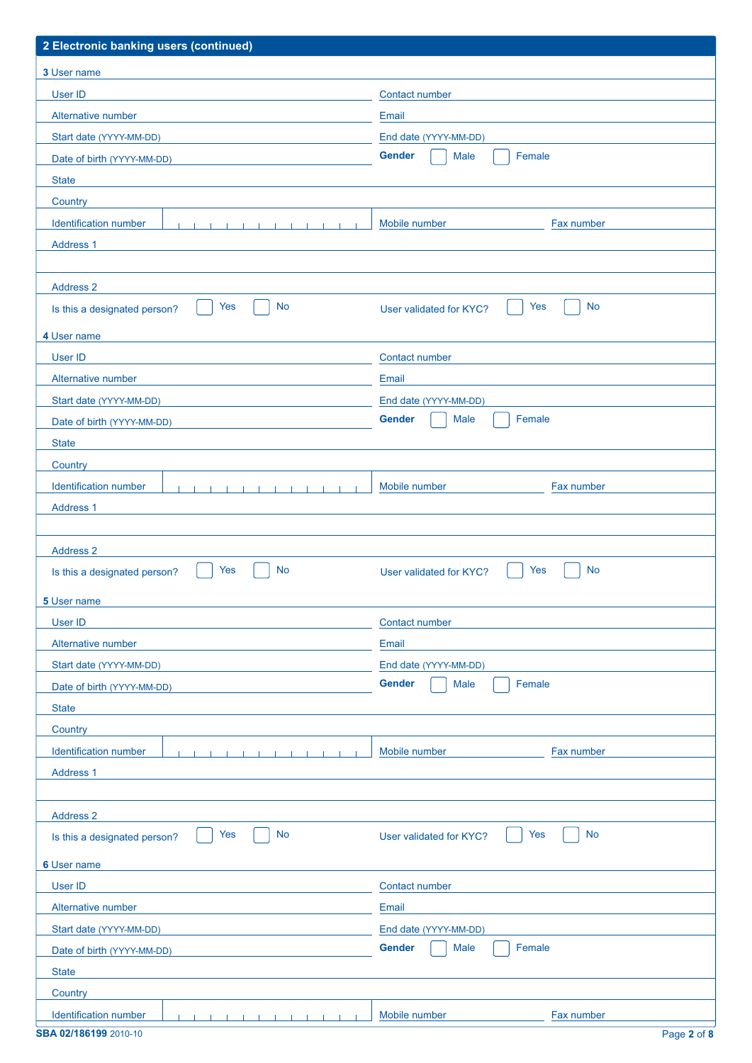## 2 Electronic banking users (continued)

**3** User name

| | |
|---|---|
| User ID | Contact number |
| Alternative number | Email |
| Start date (YYYY-MM-DD) | End date (YYYY-MM-DD) |
| Date of birth (YYYY-MM-DD) | **Gender** ☐ Male ☐ Female |

State

Country

| | | |
|---|---|---|
| Identification number | Mobile number | Fax number |

Address 1

Address 2

Is this a designated person? ☐ Yes ☐ No

User validated for KYC? ☐ Yes ☐ No

**4** User name

| | |
|---|---|
| User ID | Contact number |
| Alternative number | Email |
| Start date (YYYY-MM-DD) | End date (YYYY-MM-DD) |
| Date of birth (YYYY-MM-DD) | **Gender** ☐ Male ☐ Female |

State

Country

| | | |
|---|---|---|
| Identification number | Mobile number | Fax number |

Address 1

Address 2

Is this a designated person? ☐ Yes ☐ No

User validated for KYC? ☐ Yes ☐ No

**5** User name

| | |
|---|---|
| User ID | Contact number |
| Alternative number | Email |
| Start date (YYYY-MM-DD) | End date (YYYY-MM-DD) |
| Date of birth (YYYY-MM-DD) | **Gender** ☐ Male ☐ Female |

State

Country

| | | |
|---|---|---|
| Identification number | Mobile number | Fax number |

Address 1

Address 2

Is this a designated person? ☐ Yes ☐ No

User validated for KYC? ☐ Yes ☐ No

**6** User name

| | |
|---|---|
| User ID | Contact number |
| Alternative number | Email |
| Start date (YYYY-MM-DD) | End date (YYYY-MM-DD) |
| Date of birth (YYYY-MM-DD) | **Gender** ☐ Male ☐ Female |

State

Country

| | | |
|---|---|---|
| Identification number | Mobile number | Fax number |

**SBA 02/186199** 2010-10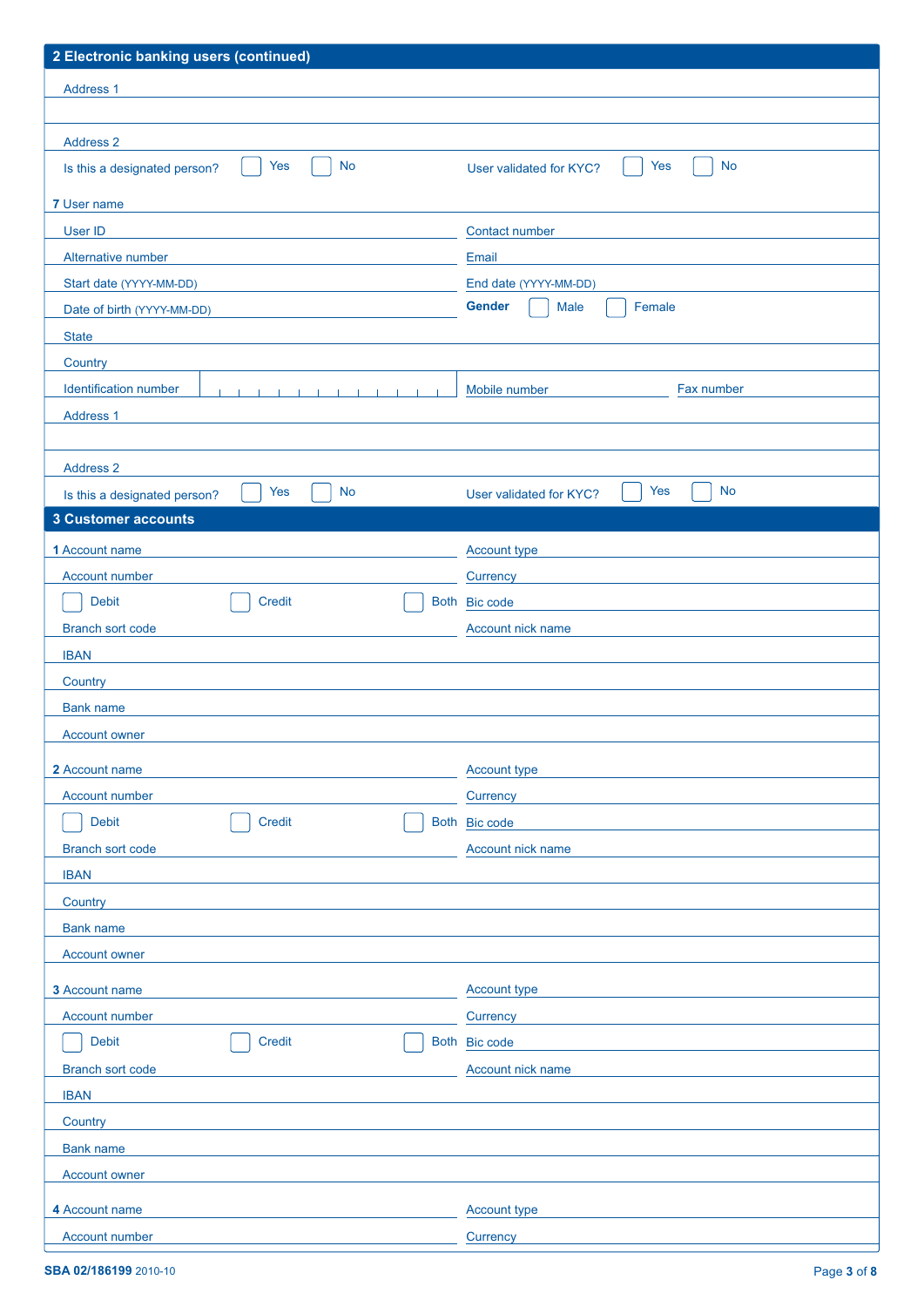## 2 Electronic banking users (continued)

Address 1

Address 2

Is this a designated person? ☐ Yes ☐ No

User validated for KYC? ☐ Yes ☐ No

**7** User name

User ID

Contact number

Alternative number

Email

Start date (YYYY-MM-DD)

End date (YYYY-MM-DD)

Date of birth (YYYY-MM-DD)

**Gender** ☐ Male ☐ Female

State

Country

Identification number

Mobile number

Fax number

Address 1

Address 2

Is this a designated person? ☐ Yes ☐ No

User validated for KYC? ☐ Yes ☐ No

## 3 Customer accounts

**1** Account name

Account type

Account number

Currency

☐ Debit ☐ Credit ☐ Both

Bic code

Branch sort code

Account nick name

IBAN

Country

Bank name

Account owner

**2** Account name

Account type

Account number

Currency

☐ Debit ☐ Credit ☐ Both

Bic code

Branch sort code

Account nick name

IBAN

Country

Bank name

Account owner

**3** Account name

Account type

Account number

Currency

☐ Debit ☐ Credit ☐ Both

Bic code

Branch sort code

Account nick name

IBAN

Country

Bank name

Account owner

**4** Account name

Account type

Account number

Currency

**SBA 02/186199** 2010-10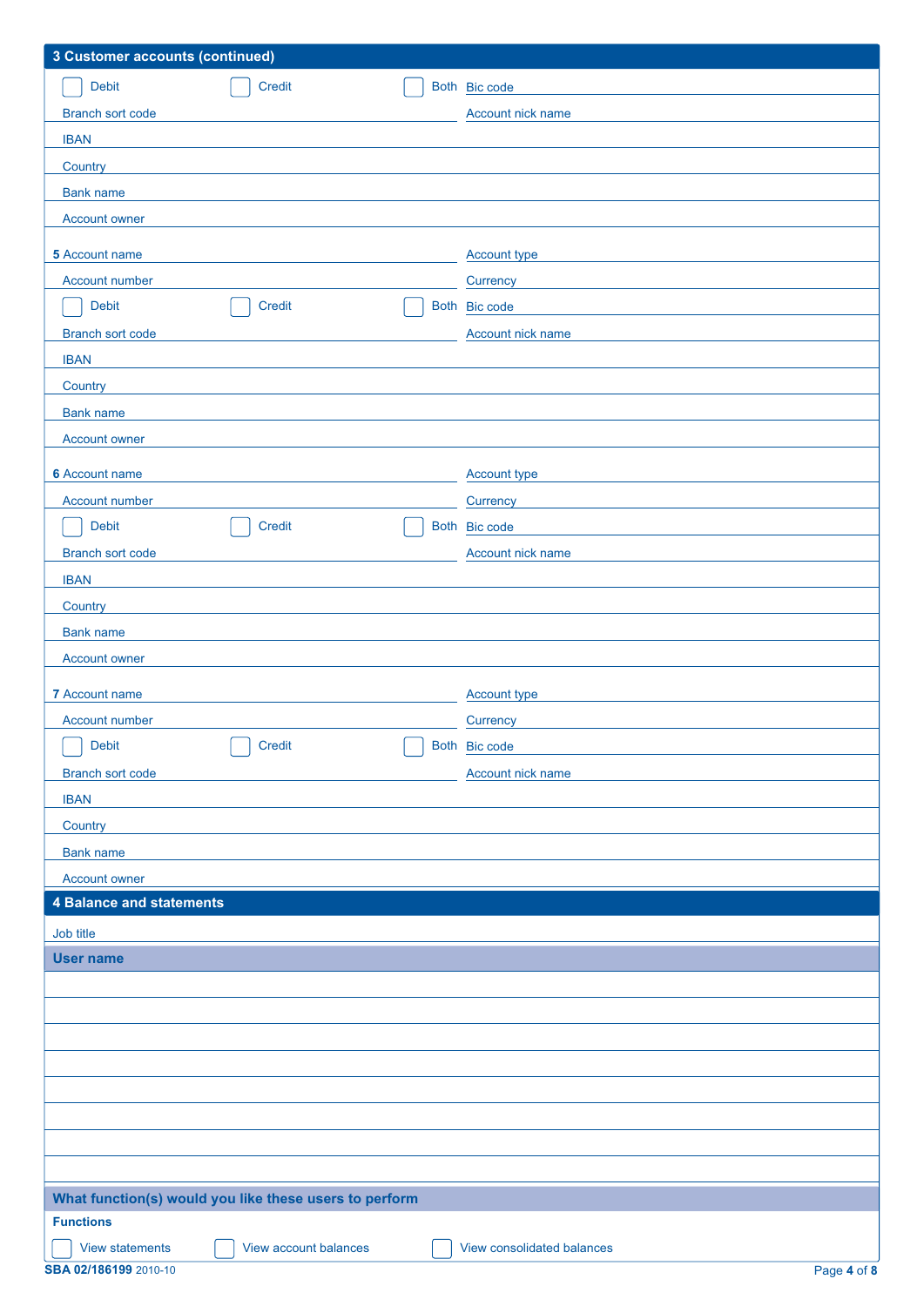## 3 Customer accounts (continued)

☐ Debit ☐ Credit ☐ Both Bic code

Branch sort code Account nick name

IBAN

Country

Bank name

Account owner

**5** Account name Account type

Account number Currency

☐ Debit ☐ Credit ☐ Both Bic code

Branch sort code Account nick name

IBAN

Country

Bank name

Account owner

**6** Account name Account type

Account number Currency

☐ Debit ☐ Credit ☐ Both Bic code

Branch sort code Account nick name

IBAN

Country

Bank name

Account owner

**7** Account name Account type

Account number Currency

☐ Debit ☐ Credit ☐ Both Bic code

Branch sort code Account nick name

IBAN

Country

Bank name

Account owner

## 4 Balance and statements

Job title

| User name |
|---|
| |
| |
| |
| |
| |
| |
| |
| |

**What function(s) would you like these users to perform**

**Functions**

☐ View statements ☐ View account balances ☐ View consolidated balances

**SBA 02/186199** 2010-10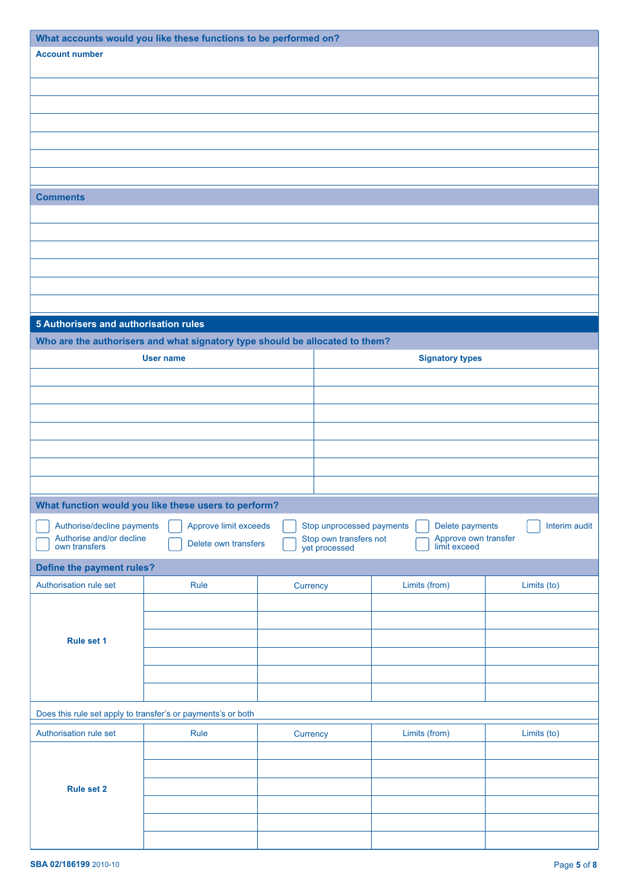### What accounts would you like these functions to be performed on?

| Account number |
|---|
| |
| |
| |
| |
| |
| |

### Comments

| |
|---|
| |
| |
| |
| |
| |
| |

## 5 Authorisers and authorisation rules

### Who are the authorisers and what signatory type should be allocated to them?

| User name | Signatory types |
|---|---|
| | |
| | |
| | |
| | |
| | |
| | |
| | |

### What function would you like these users to perform?

- ☐ Authorise/decline payments
- ☐ Approve limit exceeds
- ☐ Stop unprocessed payments
- ☐ Delete payments
- ☐ Interim audit
- ☐ Authorise and/or decline own transfers
- ☐ Delete own transfers
- ☐ Stop own transfers not yet processed
- ☐ Approve own transfer limit exceed

### Define the payment rules?

| Authorisation rule set | Rule | Currency | Limits (from) | Limits (to) |
|---|---|---|---|---|
| **Rule set 1** | | | | |
| | | | | |
| | | | | |
| | | | | |
| | | | | |
| | | | | |

Does this rule set apply to transfer's or payments's or both

| Authorisation rule set | Rule | Currency | Limits (from) | Limits (to) |
|---|---|---|---|---|
| **Rule set 2** | | | | |
| | | | | |
| | | | | |
| | | | | |
| | | | | |
| | | | | |

**SBA 02/186199** 2010-10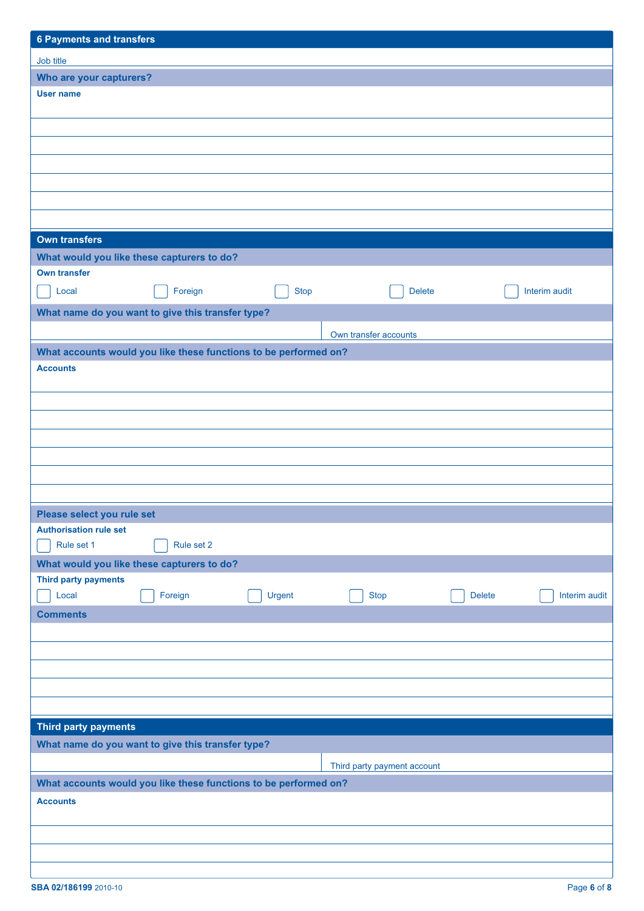## 6 Payments and transfers

Job title

### Who are your capturers?

**User name**

## Own transfers

### What would you like these capturers to do?

**Own transfer**

☐ Local ☐ Foreign ☐ Stop ☐ Delete ☐ Interim audit

### What name do you want to give this transfer type?

| | Own transfer accounts |
|---|---|

### What accounts would you like these functions to be performed on?

**Accounts**

### Please select you rule set

**Authorisation rule set**

☐ Rule set 1 ☐ Rule set 2

### What would you like these capturers to do?

**Third party payments**

☐ Local ☐ Foreign ☐ Urgent ☐ Stop ☐ Delete ☐ Interim audit

### Comments

## Third party payments

### What name do you want to give this transfer type?

| | Third party payment account |
|---|---|

### What accounts would you like these functions to be performed on?

**Accounts**

SBA 02/186199 2010-10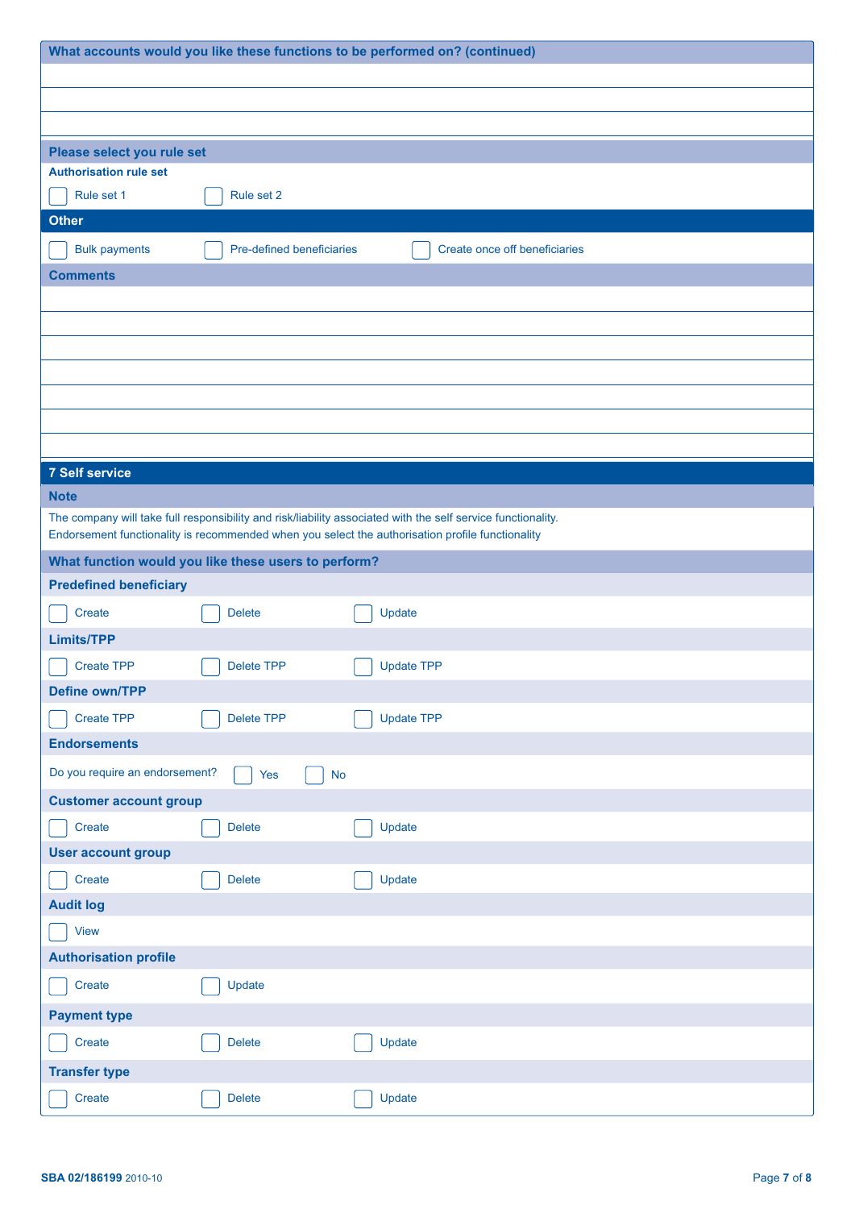## What accounts would you like these functions to be performed on? (continued)

## Please select you rule set

**Authorisation rule set**

- [ ] Rule set 1
- [ ] Rule set 2

## Other

- [ ] Bulk payments
- [ ] Pre-defined beneficiaries
- [ ] Create once off beneficiaries

## Comments

## 7 Self service

### Note

The company will take full responsibility and risk/liability associated with the self service functionality.
Endorsement functionality is recommended when you select the authorisation profile functionality

### What function would you like these users to perform?

**Predefined beneficiary**

- [ ] Create
- [ ] Delete
- [ ] Update

**Limits/TPP**

- [ ] Create TPP
- [ ] Delete TPP
- [ ] Update TPP

**Define own/TPP**

- [ ] Create TPP
- [ ] Delete TPP
- [ ] Update TPP

**Endorsements**

Do you require an endorsement?
- [ ] Yes
- [ ] No

**Customer account group**

- [ ] Create
- [ ] Delete
- [ ] Update

**User account group**

- [ ] Create
- [ ] Delete
- [ ] Update

**Audit log**

- [ ] View

**Authorisation profile**

- [ ] Create
- [ ] Update

**Payment type**

- [ ] Create
- [ ] Delete
- [ ] Update

**Transfer type**

- [ ] Create
- [ ] Delete
- [ ] Update

SBA 02/186199 2010-10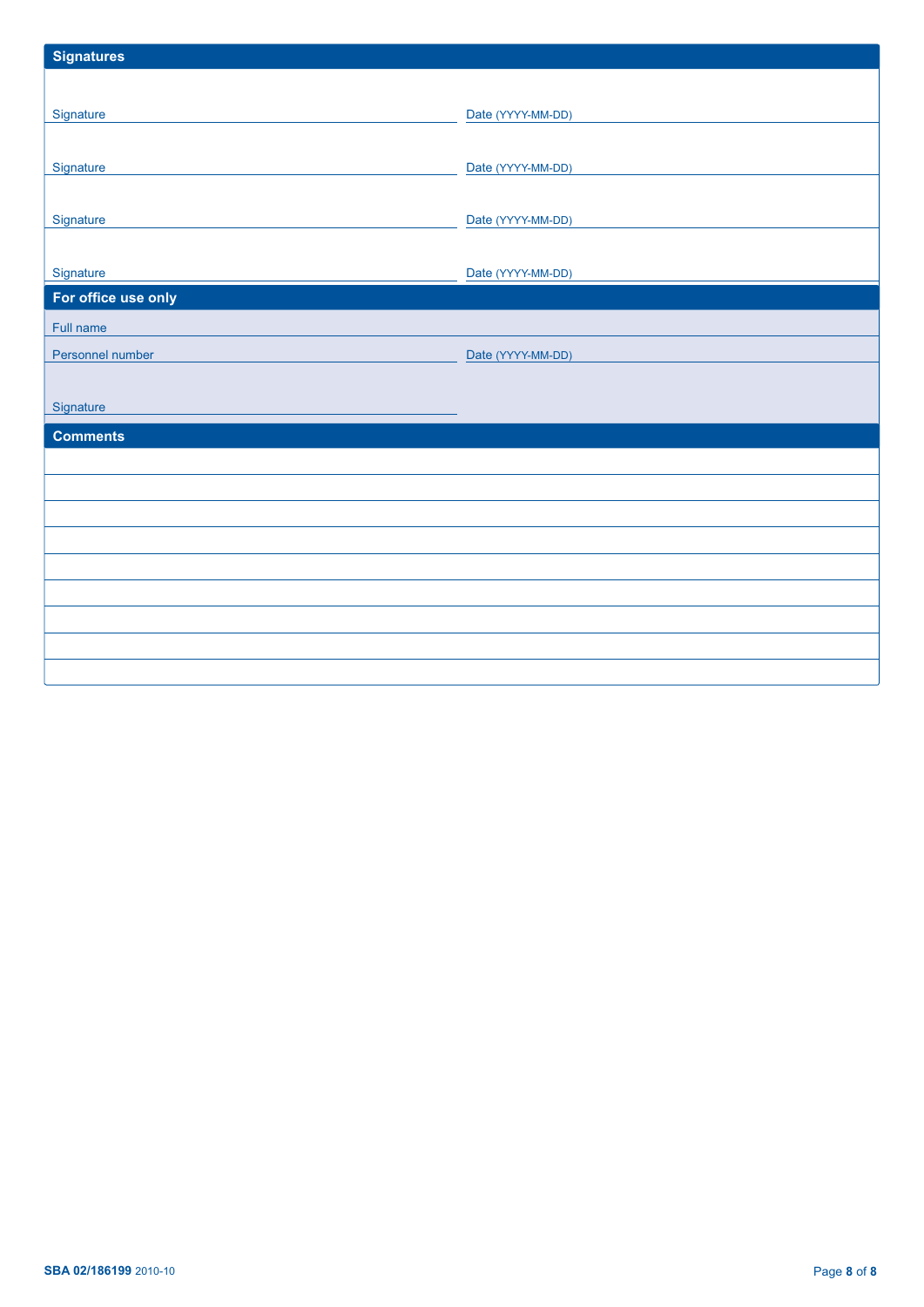## Signatures

| | |
|---|---|
| Signature | Date (YYYY-MM-DD) |
| Signature | Date (YYYY-MM-DD) |
| Signature | Date (YYYY-MM-DD) |
| Signature | Date (YYYY-MM-DD) |

## For office use only

| | |
|---|---|
| Full name | |
| Personnel number | Date (YYYY-MM-DD) |
| Signature | |

## Comments

SBA 02/186199 2010-10